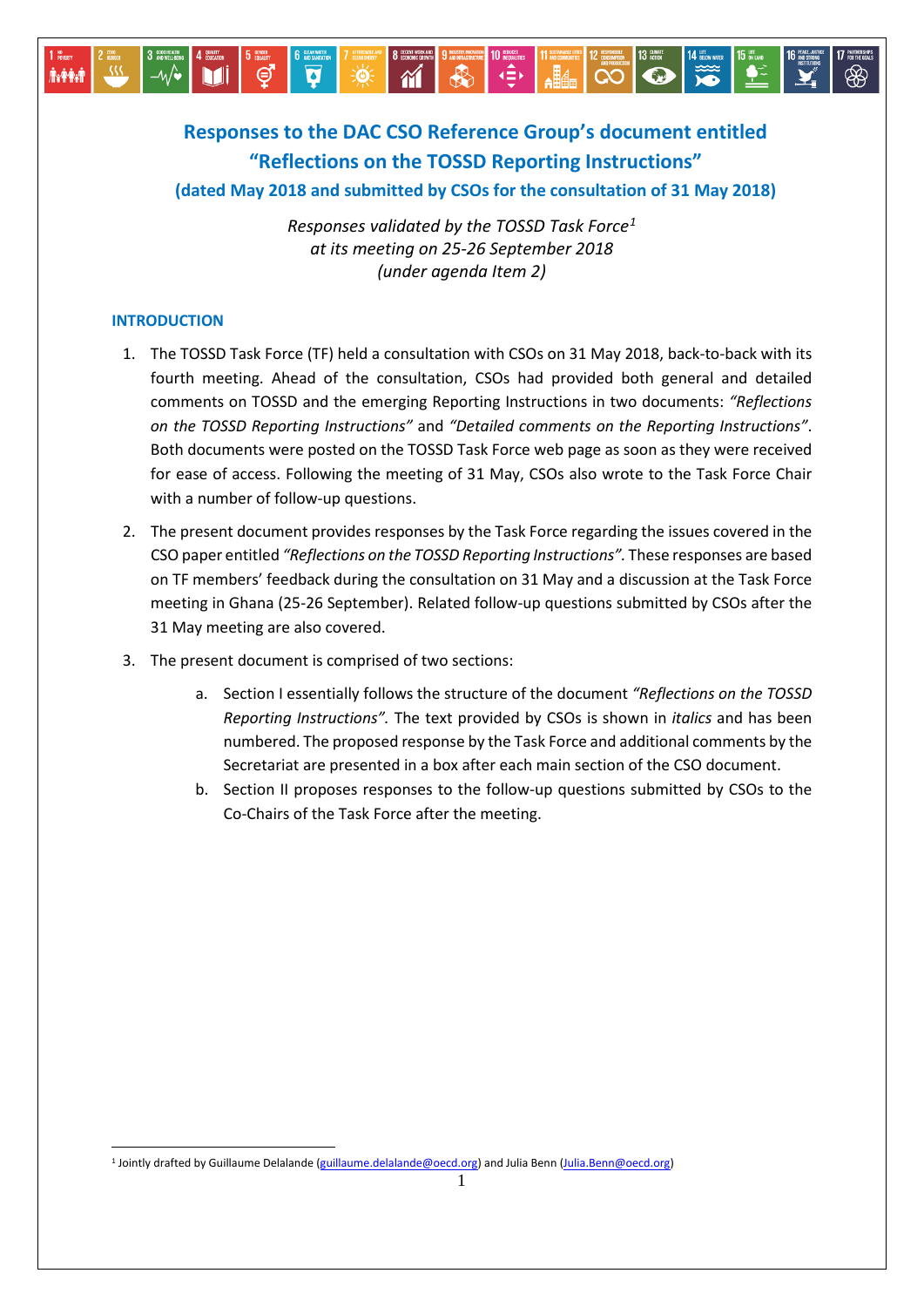# Responses to the DAC CSO Reference Group's document entitled "Reflections on the TOSSD Reporting Instructions"

### (dated May 2018 and submitted by CSOs for the consultation of 31 May 2018)

*Responses validated by the TOSSD Task Force*[1]
*at its meeting on 25-26 September 2018*
*(under agenda Item 2)*

## INTRODUCTION

1. The TOSSD Task Force (TF) held a consultation with CSOs on 31 May 2018, back-to-back with its fourth meeting. Ahead of the consultation, CSOs had provided both general and detailed comments on TOSSD and the emerging Reporting Instructions in two documents: *"Reflections on the TOSSD Reporting Instructions"* and *"Detailed comments on the Reporting Instructions"*. Both documents were posted on the TOSSD Task Force web page as soon as they were received for ease of access. Following the meeting of 31 May, CSOs also wrote to the Task Force Chair with a number of follow-up questions.

2. The present document provides responses by the Task Force regarding the issues covered in the CSO paper entitled *"Reflections on the TOSSD Reporting Instructions".* These responses are based on TF members' feedback during the consultation on 31 May and a discussion at the Task Force meeting in Ghana (25-26 September). Related follow-up questions submitted by CSOs after the 31 May meeting are also covered.

3. The present document is comprised of two sections:

   a. Section I essentially follows the structure of the document *"Reflections on the TOSSD Reporting Instructions".* The text provided by CSOs is shown in *italics* and has been numbered. The proposed response by the Task Force and additional comments by the Secretariat are presented in a box after each main section of the CSO document.

   b. Section II proposes responses to the follow-up questions submitted by CSOs to the Co-Chairs of the Task Force after the meeting.

[1] Jointly drafted by Guillaume Delalande (guillaume.delalande@oecd.org) and Julia Benn (Julia.Benn@oecd.org)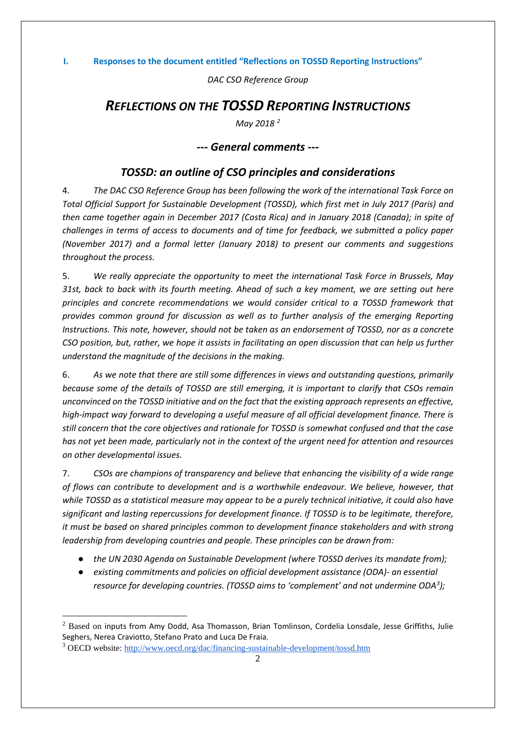## I. Responses to the document entitled "Reflections on TOSSD Reporting Instructions"

*DAC CSO Reference Group*

# *REFLECTIONS ON THE TOSSD REPORTING INSTRUCTIONS*

*May 2018* [2]

### *--- General comments ---*

### *TOSSD: an outline of CSO principles and considerations*

4. *The DAC CSO Reference Group has been following the work of the international Task Force on Total Official Support for Sustainable Development (TOSSD), which first met in July 2017 (Paris) and then came together again in December 2017 (Costa Rica) and in January 2018 (Canada); in spite of challenges in terms of access to documents and of time for feedback, we submitted a policy paper (November 2017) and a formal letter (January 2018) to present our comments and suggestions throughout the process.*

5. *We really appreciate the opportunity to meet the international Task Force in Brussels, May 31st, back to back with its fourth meeting. Ahead of such a key moment, we are setting out here principles and concrete recommendations we would consider critical to a TOSSD framework that provides common ground for discussion as well as to further analysis of the emerging Reporting Instructions. This note, however, should not be taken as an endorsement of TOSSD, nor as a concrete CSO position, but, rather, we hope it assists in facilitating an open discussion that can help us further understand the magnitude of the decisions in the making.*

6. *As we note that there are still some differences in views and outstanding questions, primarily because some of the details of TOSSD are still emerging, it is important to clarify that CSOs remain unconvinced on the TOSSD initiative and on the fact that the existing approach represents an effective, high-impact way forward to developing a useful measure of all official development finance. There is still concern that the core objectives and rationale for TOSSD is somewhat confused and that the case has not yet been made, particularly not in the context of the urgent need for attention and resources on other developmental issues.*

7. *CSOs are champions of transparency and believe that enhancing the visibility of a wide range of flows can contribute to development and is a worthwhile endeavour. We believe, however, that while TOSSD as a statistical measure may appear to be a purely technical initiative, it could also have significant and lasting repercussions for development finance. If TOSSD is to be legitimate, therefore, it must be based on shared principles common to development finance stakeholders and with strong leadership from developing countries and people. These principles can be drawn from:*

- *the UN 2030 Agenda on Sustainable Development (where TOSSD derives its mandate from);*
- *existing commitments and policies on official development assistance (ODA)- an essential resource for developing countries. (TOSSD aims to 'complement' and not undermine ODA*[3]*);*

---

[2] Based on inputs from Amy Dodd, Asa Thomasson, Brian Tomlinson, Cordelia Lonsdale, Jesse Griffiths, Julie Seghers, Nerea Craviotto, Stefano Prato and Luca De Fraia.

[3] OECD website: http://www.oecd.org/dac/financing-sustainable-development/tossd.htm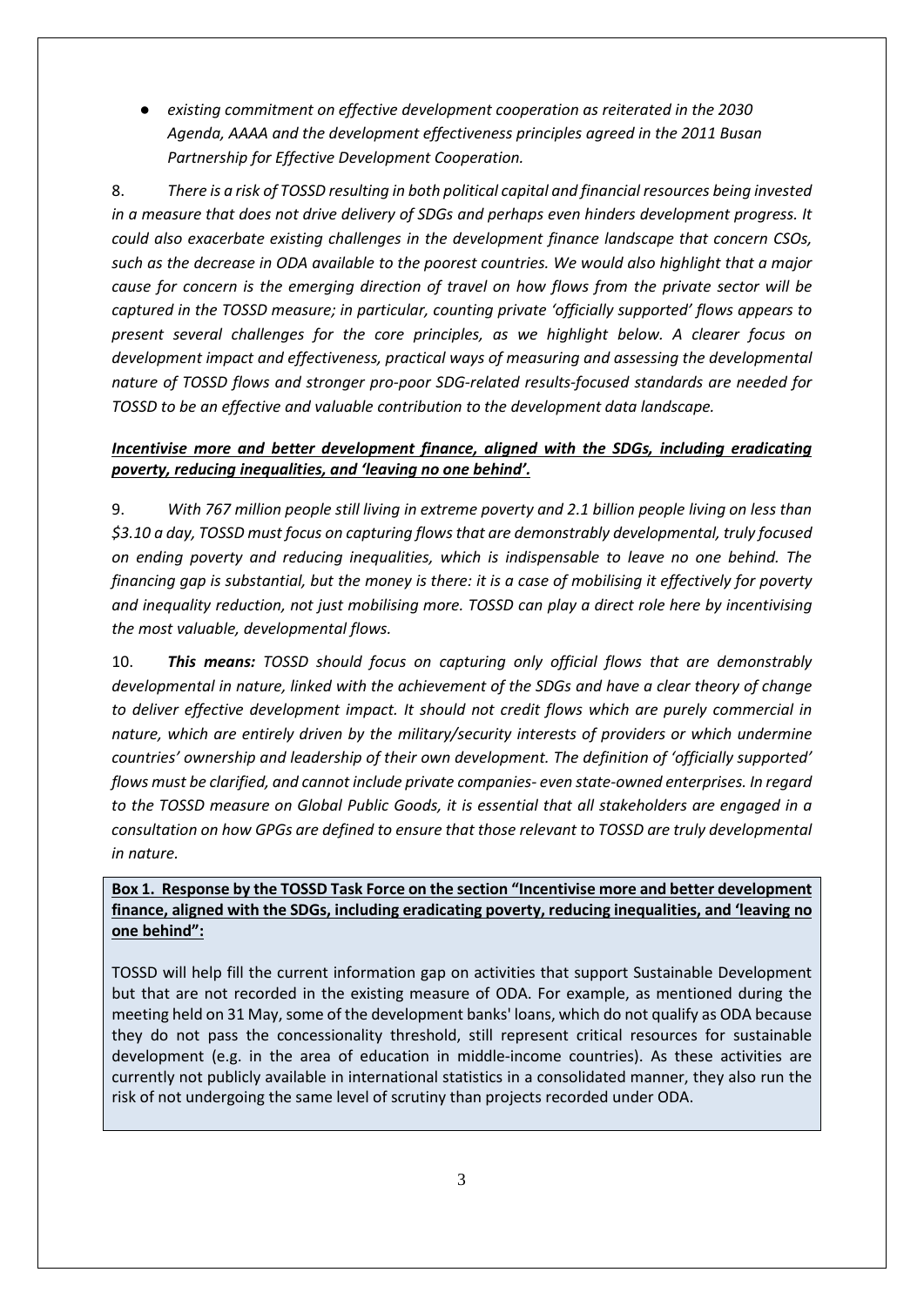- *existing commitment on effective development cooperation as reiterated in the 2030 Agenda, AAAA and the development effectiveness principles agreed in the 2011 Busan Partnership for Effective Development Cooperation.*

8. *There is a risk of TOSSD resulting in both political capital and financial resources being invested in a measure that does not drive delivery of SDGs and perhaps even hinders development progress. It could also exacerbate existing challenges in the development finance landscape that concern CSOs, such as the decrease in ODA available to the poorest countries. We would also highlight that a major cause for concern is the emerging direction of travel on how flows from the private sector will be captured in the TOSSD measure; in particular, counting private 'officially supported' flows appears to present several challenges for the core principles, as we highlight below. A clearer focus on development impact and effectiveness, practical ways of measuring and assessing the developmental nature of TOSSD flows and stronger pro-poor SDG-related results-focused standards are needed for TOSSD to be an effective and valuable contribution to the development data landscape.*

***<u>Incentivise more and better development finance, aligned with the SDGs, including eradicating poverty, reducing inequalities, and 'leaving no one behind'.</u>***

9. *With 767 million people still living in extreme poverty and 2.1 billion people living on less than $3.10 a day, TOSSD must focus on capturing flows that are demonstrably developmental, truly focused on ending poverty and reducing inequalities, which is indispensable to leave no one behind. The financing gap is substantial, but the money is there: it is a case of mobilising it effectively for poverty and inequality reduction, not just mobilising more. TOSSD can play a direct role here by incentivising the most valuable, developmental flows.*

10. ***This means:*** *TOSSD should focus on capturing only official flows that are demonstrably developmental in nature, linked with the achievement of the SDGs and have a clear theory of change to deliver effective development impact. It should not credit flows which are purely commercial in nature, which are entirely driven by the military/security interests of providers or which undermine countries' ownership and leadership of their own development. The definition of 'officially supported' flows must be clarified, and cannot include private companies- even state-owned enterprises. In regard to the TOSSD measure on Global Public Goods, it is essential that all stakeholders are engaged in a consultation on how GPGs are defined to ensure that those relevant to TOSSD are truly developmental in nature.*

**<u>Box 1. Response by the TOSSD Task Force on the section "Incentivise more and better development finance, aligned with the SDGs, including eradicating poverty, reducing inequalities, and 'leaving no one behind":</u>**

TOSSD will help fill the current information gap on activities that support Sustainable Development but that are not recorded in the existing measure of ODA. For example, as mentioned during the meeting held on 31 May, some of the development banks' loans, which do not qualify as ODA because they do not pass the concessionality threshold, still represent critical resources for sustainable development (e.g. in the area of education in middle-income countries). As these activities are currently not publicly available in international statistics in a consolidated manner, they also run the risk of not undergoing the same level of scrutiny than projects recorded under ODA.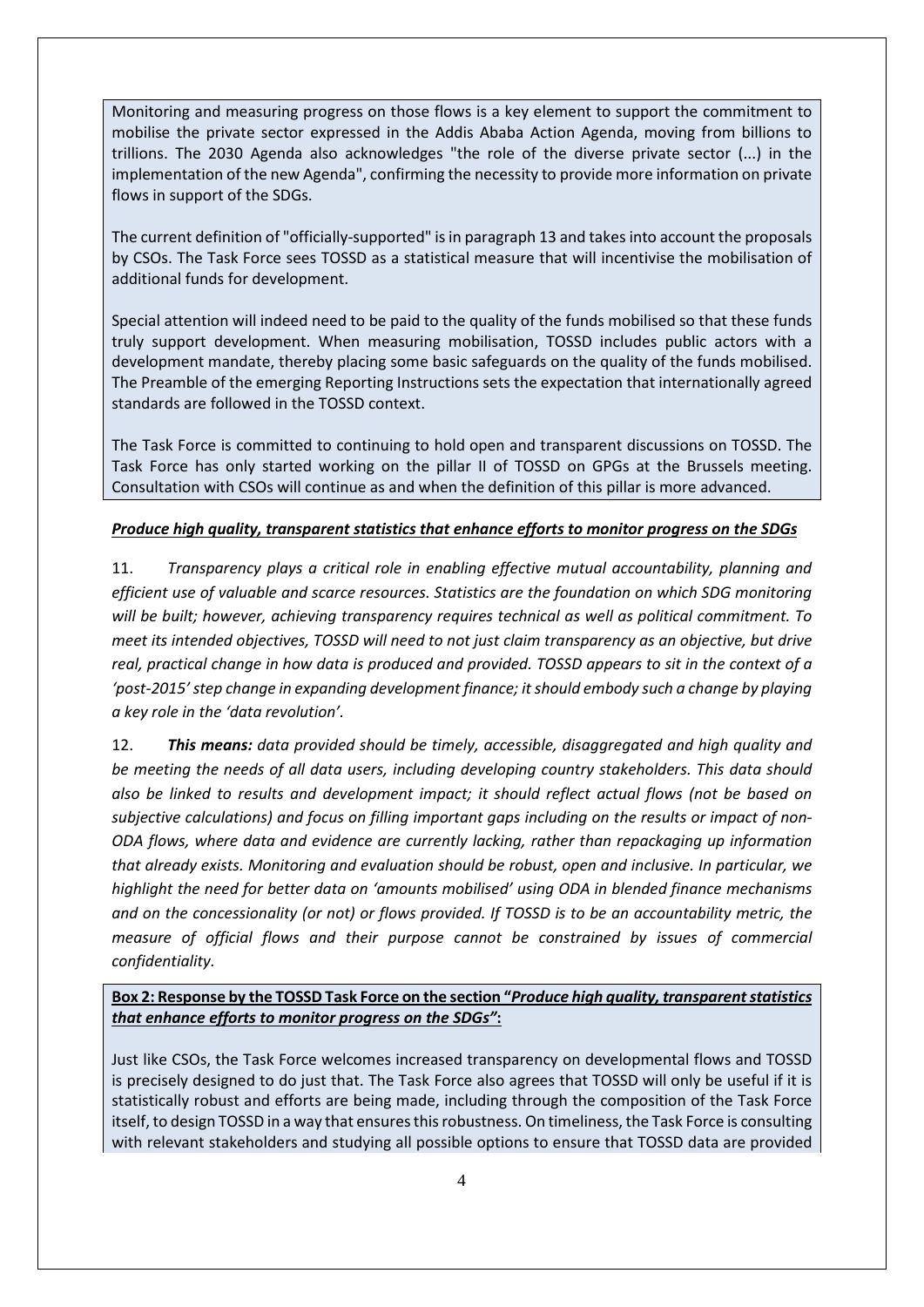Monitoring and measuring progress on those flows is a key element to support the commitment to mobilise the private sector expressed in the Addis Ababa Action Agenda, moving from billions to trillions. The 2030 Agenda also acknowledges "the role of the diverse private sector (...) in the implementation of the new Agenda", confirming the necessity to provide more information on private flows in support of the SDGs.

The current definition of "officially-supported" is in paragraph 13 and takes into account the proposals by CSOs. The Task Force sees TOSSD as a statistical measure that will incentivise the mobilisation of additional funds for development.

Special attention will indeed need to be paid to the quality of the funds mobilised so that these funds truly support development. When measuring mobilisation, TOSSD includes public actors with a development mandate, thereby placing some basic safeguards on the quality of the funds mobilised. The Preamble of the emerging Reporting Instructions sets the expectation that internationally agreed standards are followed in the TOSSD context.

The Task Force is committed to continuing to hold open and transparent discussions on TOSSD. The Task Force has only started working on the pillar II of TOSSD on GPGs at the Brussels meeting. Consultation with CSOs will continue as and when the definition of this pillar is more advanced.

***Produce high quality, transparent statistics that enhance efforts to monitor progress on the SDGs***

11. *Transparency plays a critical role in enabling effective mutual accountability, planning and efficient use of valuable and scarce resources. Statistics are the foundation on which SDG monitoring will be built; however, achieving transparency requires technical as well as political commitment. To meet its intended objectives, TOSSD will need to not just claim transparency as an objective, but drive real, practical change in how data is produced and provided. TOSSD appears to sit in the context of a 'post-2015' step change in expanding development finance; it should embody such a change by playing a key role in the 'data revolution'.*

12. ***This means:*** *data provided should be timely, accessible, disaggregated and high quality and be meeting the needs of all data users, including developing country stakeholders. This data should also be linked to results and development impact; it should reflect actual flows (not be based on subjective calculations) and focus on filling important gaps including on the results or impact of non-ODA flows, where data and evidence are currently lacking, rather than repackaging up information that already exists. Monitoring and evaluation should be robust, open and inclusive. In particular, we highlight the need for better data on 'amounts mobilised' using ODA in blended finance mechanisms and on the concessionality (or not) or flows provided. If TOSSD is to be an accountability metric, the measure of official flows and their purpose cannot be constrained by issues of commercial confidentiality.*

**Box 2: Response by the TOSSD Task Force on the section "*Produce high quality, transparent statistics that enhance efforts to monitor progress on the SDGs*":**

Just like CSOs, the Task Force welcomes increased transparency on developmental flows and TOSSD is precisely designed to do just that. The Task Force also agrees that TOSSD will only be useful if it is statistically robust and efforts are being made, including through the composition of the Task Force itself, to design TOSSD in a way that ensures this robustness. On timeliness, the Task Force is consulting with relevant stakeholders and studying all possible options to ensure that TOSSD data are provided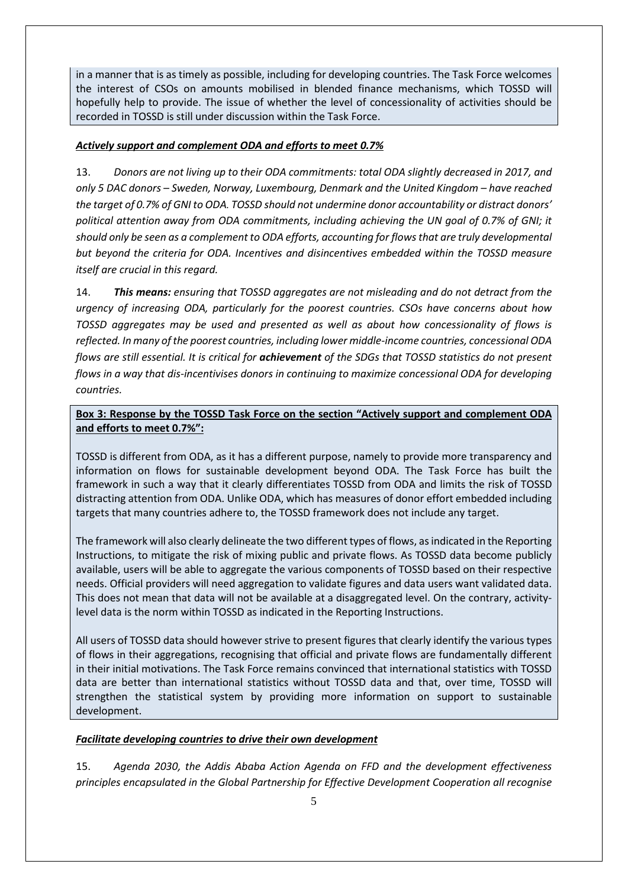in a manner that is as timely as possible, including for developing countries. The Task Force welcomes the interest of CSOs on amounts mobilised in blended finance mechanisms, which TOSSD will hopefully help to provide. The issue of whether the level of concessionality of activities should be recorded in TOSSD is still under discussion within the Task Force.

***Actively support and complement ODA and efforts to meet 0.7%***

13. *Donors are not living up to their ODA commitments: total ODA slightly decreased in 2017, and only 5 DAC donors – Sweden, Norway, Luxembourg, Denmark and the United Kingdom – have reached the target of 0.7% of GNI to ODA. TOSSD should not undermine donor accountability or distract donors' political attention away from ODA commitments, including achieving the UN goal of 0.7% of GNI; it should only be seen as a complement to ODA efforts, accounting for flows that are truly developmental but beyond the criteria for ODA. Incentives and disincentives embedded within the TOSSD measure itself are crucial in this regard.*

14. ***This means:*** *ensuring that TOSSD aggregates are not misleading and do not detract from the urgency of increasing ODA, particularly for the poorest countries. CSOs have concerns about how TOSSD aggregates may be used and presented as well as about how concessionality of flows is reflected. In many of the poorest countries, including lower middle-income countries, concessional ODA flows are still essential. It is critical for* ***achievement*** *of the SDGs that TOSSD statistics do not present flows in a way that dis-incentivises donors in continuing to maximize concessional ODA for developing countries.*

**Box 3: Response by the TOSSD Task Force on the section "Actively support and complement ODA and efforts to meet 0.7%":**

TOSSD is different from ODA, as it has a different purpose, namely to provide more transparency and information on flows for sustainable development beyond ODA. The Task Force has built the framework in such a way that it clearly differentiates TOSSD from ODA and limits the risk of TOSSD distracting attention from ODA. Unlike ODA, which has measures of donor effort embedded including targets that many countries adhere to, the TOSSD framework does not include any target.

The framework will also clearly delineate the two different types of flows, as indicated in the Reporting Instructions, to mitigate the risk of mixing public and private flows. As TOSSD data become publicly available, users will be able to aggregate the various components of TOSSD based on their respective needs. Official providers will need aggregation to validate figures and data users want validated data. This does not mean that data will not be available at a disaggregated level. On the contrary, activity-level data is the norm within TOSSD as indicated in the Reporting Instructions.

All users of TOSSD data should however strive to present figures that clearly identify the various types of flows in their aggregations, recognising that official and private flows are fundamentally different in their initial motivations. The Task Force remains convinced that international statistics with TOSSD data are better than international statistics without TOSSD data and that, over time, TOSSD will strengthen the statistical system by providing more information on support to sustainable development.

***Facilitate developing countries to drive their own development***

15. *Agenda 2030, the Addis Ababa Action Agenda on FFD and the development effectiveness principles encapsulated in the Global Partnership for Effective Development Cooperation all recognise*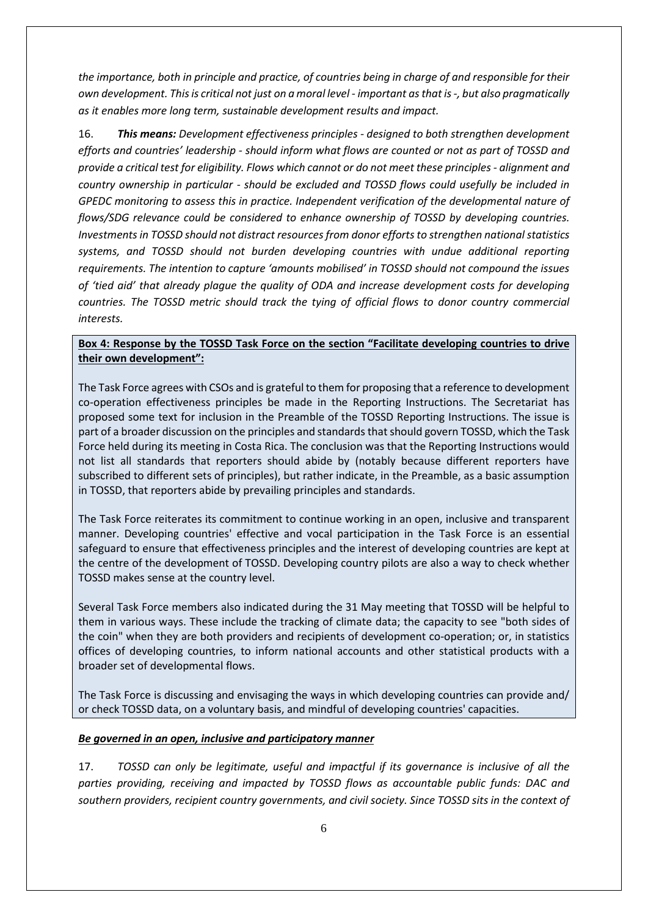*the importance, both in principle and practice, of countries being in charge of and responsible for their own development. This is critical not just on a moral level - important as that is -, but also pragmatically as it enables more long term, sustainable development results and impact.*

16. ***This means:*** *Development effectiveness principles - designed to both strengthen development efforts and countries' leadership - should inform what flows are counted or not as part of TOSSD and provide a critical test for eligibility. Flows which cannot or do not meet these principles - alignment and country ownership in particular - should be excluded and TOSSD flows could usefully be included in GPEDC monitoring to assess this in practice. Independent verification of the developmental nature of flows/SDG relevance could be considered to enhance ownership of TOSSD by developing countries. Investments in TOSSD should not distract resources from donor efforts to strengthen national statistics systems, and TOSSD should not burden developing countries with undue additional reporting requirements. The intention to capture 'amounts mobilised' in TOSSD should not compound the issues of 'tied aid' that already plague the quality of ODA and increase development costs for developing countries. The TOSSD metric should track the tying of official flows to donor country commercial interests.*

**Box 4: Response by the TOSSD Task Force on the section "Facilitate developing countries to drive their own development":**

The Task Force agrees with CSOs and is grateful to them for proposing that a reference to development co-operation effectiveness principles be made in the Reporting Instructions. The Secretariat has proposed some text for inclusion in the Preamble of the TOSSD Reporting Instructions. The issue is part of a broader discussion on the principles and standards that should govern TOSSD, which the Task Force held during its meeting in Costa Rica. The conclusion was that the Reporting Instructions would not list all standards that reporters should abide by (notably because different reporters have subscribed to different sets of principles), but rather indicate, in the Preamble, as a basic assumption in TOSSD, that reporters abide by prevailing principles and standards.

The Task Force reiterates its commitment to continue working in an open, inclusive and transparent manner. Developing countries' effective and vocal participation in the Task Force is an essential safeguard to ensure that effectiveness principles and the interest of developing countries are kept at the centre of the development of TOSSD. Developing country pilots are also a way to check whether TOSSD makes sense at the country level.

Several Task Force members also indicated during the 31 May meeting that TOSSD will be helpful to them in various ways. These include the tracking of climate data; the capacity to see "both sides of the coin" when they are both providers and recipients of development co-operation; or, in statistics offices of developing countries, to inform national accounts and other statistical products with a broader set of developmental flows.

The Task Force is discussing and envisaging the ways in which developing countries can provide and/ or check TOSSD data, on a voluntary basis, and mindful of developing countries' capacities.

***Be governed in an open, inclusive and participatory manner***

17. *TOSSD can only be legitimate, useful and impactful if its governance is inclusive of all the parties providing, receiving and impacted by TOSSD flows as accountable public funds: DAC and southern providers, recipient country governments, and civil society. Since TOSSD sits in the context of*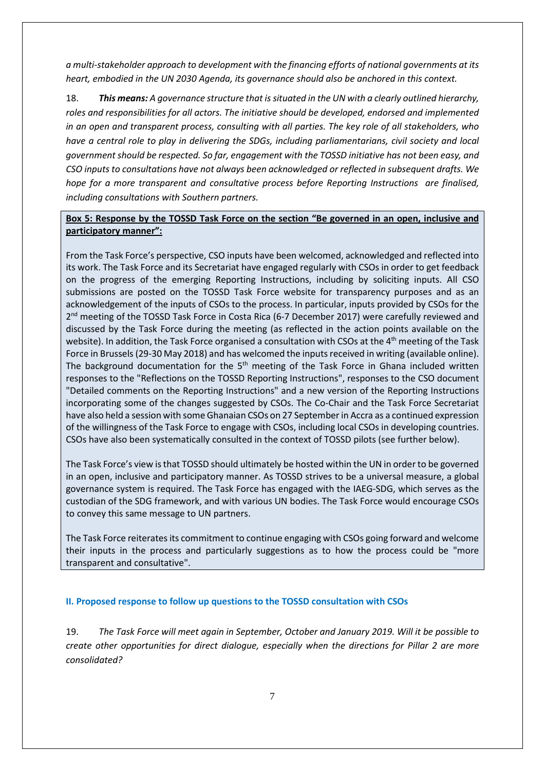*a multi-stakeholder approach to development with the financing efforts of national governments at its heart, embodied in the UN 2030 Agenda, its governance should also be anchored in this context.*

18. ***This means:*** *A governance structure that is situated in the UN with a clearly outlined hierarchy, roles and responsibilities for all actors. The initiative should be developed, endorsed and implemented in an open and transparent process, consulting with all parties. The key role of all stakeholders, who have a central role to play in delivering the SDGs, including parliamentarians, civil society and local government should be respected. So far, engagement with the TOSSD initiative has not been easy, and CSO inputs to consultations have not always been acknowledged or reflected in subsequent drafts. We hope for a more transparent and consultative process before Reporting Instructions are finalised, including consultations with Southern partners.*

**Box 5: Response by the TOSSD Task Force on the section "Be governed in an open, inclusive and participatory manner":**

From the Task Force's perspective, CSO inputs have been welcomed, acknowledged and reflected into its work. The Task Force and its Secretariat have engaged regularly with CSOs in order to get feedback on the progress of the emerging Reporting Instructions, including by soliciting inputs. All CSO submissions are posted on the TOSSD Task Force website for transparency purposes and as an acknowledgement of the inputs of CSOs to the process. In particular, inputs provided by CSOs for the 2nd meeting of the TOSSD Task Force in Costa Rica (6-7 December 2017) were carefully reviewed and discussed by the Task Force during the meeting (as reflected in the action points available on the website). In addition, the Task Force organised a consultation with CSOs at the 4th meeting of the Task Force in Brussels (29-30 May 2018) and has welcomed the inputs received in writing (available online). The background documentation for the 5th meeting of the Task Force in Ghana included written responses to the "Reflections on the TOSSD Reporting Instructions", responses to the CSO document "Detailed comments on the Reporting Instructions" and a new version of the Reporting Instructions incorporating some of the changes suggested by CSOs. The Co-Chair and the Task Force Secretariat have also held a session with some Ghanaian CSOs on 27 September in Accra as a continued expression of the willingness of the Task Force to engage with CSOs, including local CSOs in developing countries. CSOs have also been systematically consulted in the context of TOSSD pilots (see further below).

The Task Force's view is that TOSSD should ultimately be hosted within the UN in order to be governed in an open, inclusive and participatory manner. As TOSSD strives to be a universal measure, a global governance system is required. The Task Force has engaged with the IAEG-SDG, which serves as the custodian of the SDG framework, and with various UN bodies. The Task Force would encourage CSOs to convey this same message to UN partners.

The Task Force reiterates its commitment to continue engaging with CSOs going forward and welcome their inputs in the process and particularly suggestions as to how the process could be "more transparent and consultative".

## II. Proposed response to follow up questions to the TOSSD consultation with CSOs

19. *The Task Force will meet again in September, October and January 2019. Will it be possible to create other opportunities for direct dialogue, especially when the directions for Pillar 2 are more consolidated?*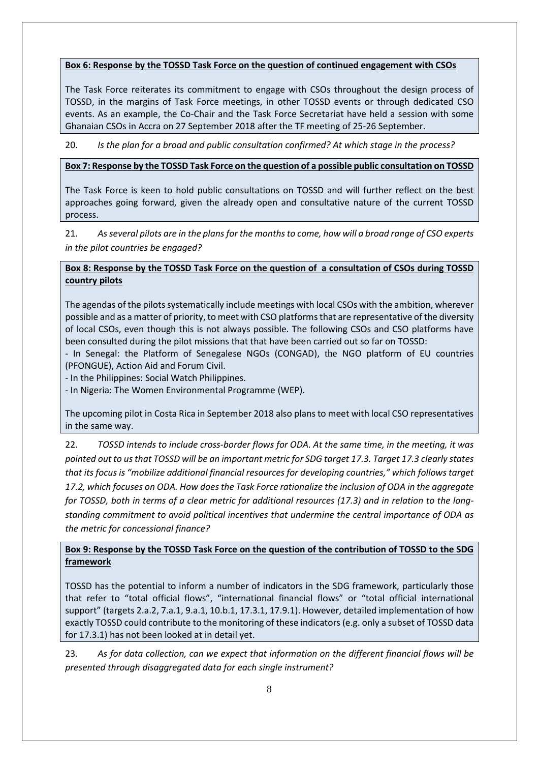**Box 6: Response by the TOSSD Task Force on the question of continued engagement with CSOs**

The Task Force reiterates its commitment to engage with CSOs throughout the design process of TOSSD, in the margins of Task Force meetings, in other TOSSD events or through dedicated CSO events. As an example, the Co-Chair and the Task Force Secretariat have held a session with some Ghanaian CSOs in Accra on 27 September 2018 after the TF meeting of 25-26 September.

20. *Is the plan for a broad and public consultation confirmed? At which stage in the process?*

**Box 7: Response by the TOSSD Task Force on the question of a possible public consultation on TOSSD**

The Task Force is keen to hold public consultations on TOSSD and will further reflect on the best approaches going forward, given the already open and consultative nature of the current TOSSD process.

21. *As several pilots are in the plans for the months to come, how will a broad range of CSO experts in the pilot countries be engaged?*

**Box 8: Response by the TOSSD Task Force on the question of a consultation of CSOs during TOSSD country pilots**

The agendas of the pilots systematically include meetings with local CSOs with the ambition, wherever possible and as a matter of priority, to meet with CSO platforms that are representative of the diversity of local CSOs, even though this is not always possible. The following CSOs and CSO platforms have been consulted during the pilot missions that that have been carried out so far on TOSSD:

- In Senegal: the Platform of Senegalese NGOs (CONGAD), the NGO platform of EU countries (PFONGUE), Action Aid and Forum Civil.
- In the Philippines: Social Watch Philippines.
- In Nigeria: The Women Environmental Programme (WEP).

The upcoming pilot in Costa Rica in September 2018 also plans to meet with local CSO representatives in the same way.

22. *TOSSD intends to include cross-border flows for ODA. At the same time, in the meeting, it was pointed out to us that TOSSD will be an important metric for SDG target 17.3. Target 17.3 clearly states that its focus is "mobilize additional financial resources for developing countries," which follows target 17.2, which focuses on ODA. How does the Task Force rationalize the inclusion of ODA in the aggregate for TOSSD, both in terms of a clear metric for additional resources (17.3) and in relation to the long-standing commitment to avoid political incentives that undermine the central importance of ODA as the metric for concessional finance?*

**Box 9: Response by the TOSSD Task Force on the question of the contribution of TOSSD to the SDG framework**

TOSSD has the potential to inform a number of indicators in the SDG framework, particularly those that refer to "total official flows", "international financial flows" or "total official international support" (targets 2.a.2, 7.a.1, 9.a.1, 10.b.1, 17.3.1, 17.9.1). However, detailed implementation of how exactly TOSSD could contribute to the monitoring of these indicators (e.g. only a subset of TOSSD data for 17.3.1) has not been looked at in detail yet.

23. *As for data collection, can we expect that information on the different financial flows will be presented through disaggregated data for each single instrument?*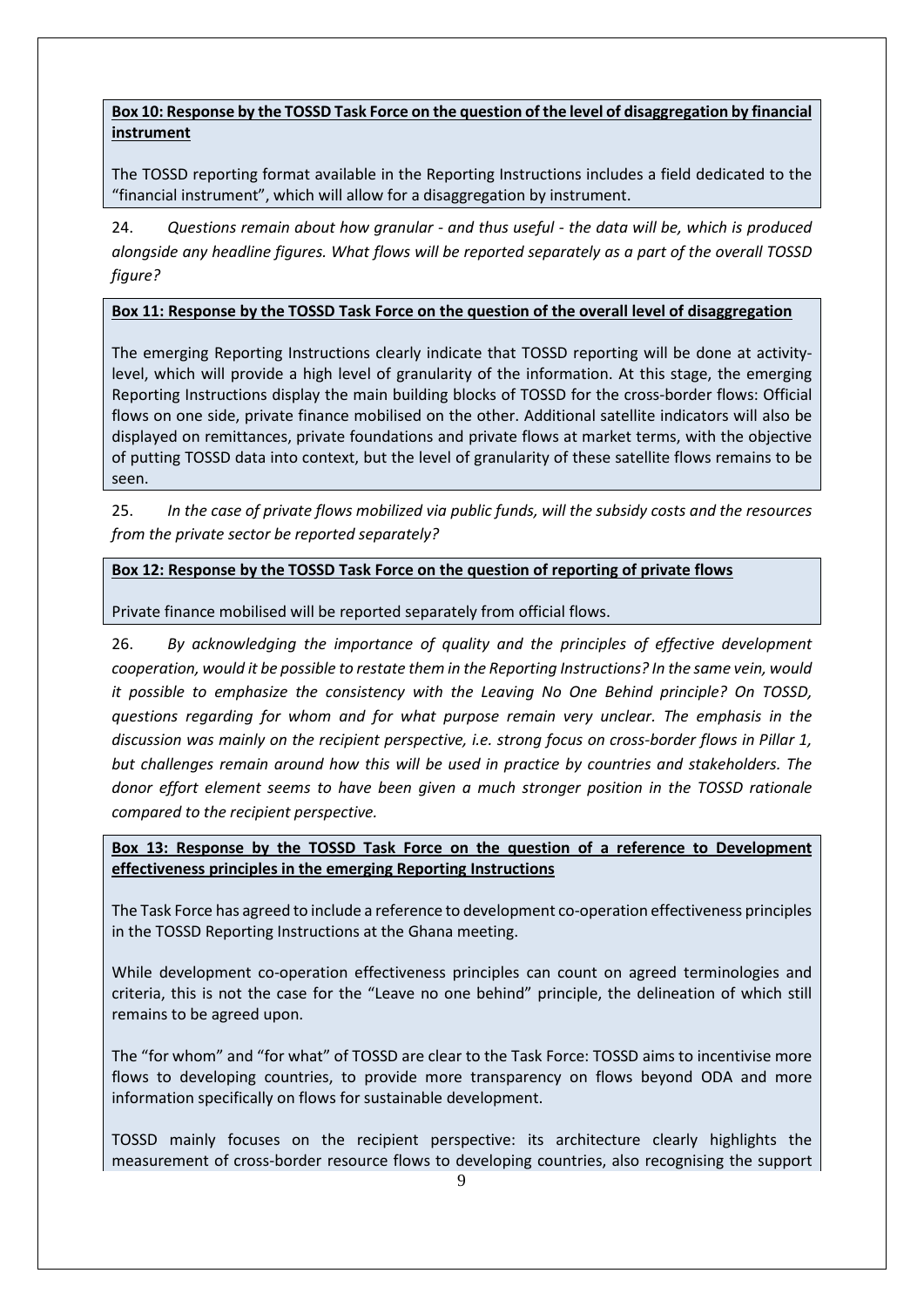**Box 10: Response by the TOSSD Task Force on the question of the level of disaggregation by financial instrument**

The TOSSD reporting format available in the Reporting Instructions includes a field dedicated to the "financial instrument", which will allow for a disaggregation by instrument.

24. *Questions remain about how granular - and thus useful - the data will be, which is produced alongside any headline figures. What flows will be reported separately as a part of the overall TOSSD figure?*

**Box 11: Response by the TOSSD Task Force on the question of the overall level of disaggregation**

The emerging Reporting Instructions clearly indicate that TOSSD reporting will be done at activity-level, which will provide a high level of granularity of the information. At this stage, the emerging Reporting Instructions display the main building blocks of TOSSD for the cross-border flows: Official flows on one side, private finance mobilised on the other. Additional satellite indicators will also be displayed on remittances, private foundations and private flows at market terms, with the objective of putting TOSSD data into context, but the level of granularity of these satellite flows remains to be seen.

25. *In the case of private flows mobilized via public funds, will the subsidy costs and the resources from the private sector be reported separately?*

**Box 12: Response by the TOSSD Task Force on the question of reporting of private flows**

Private finance mobilised will be reported separately from official flows.

26. *By acknowledging the importance of quality and the principles of effective development cooperation, would it be possible to restate them in the Reporting Instructions? In the same vein, would it possible to emphasize the consistency with the Leaving No One Behind principle? On TOSSD, questions regarding for whom and for what purpose remain very unclear. The emphasis in the discussion was mainly on the recipient perspective, i.e. strong focus on cross-border flows in Pillar 1, but challenges remain around how this will be used in practice by countries and stakeholders. The donor effort element seems to have been given a much stronger position in the TOSSD rationale compared to the recipient perspective.*

**Box 13: Response by the TOSSD Task Force on the question of a reference to Development effectiveness principles in the emerging Reporting Instructions**

The Task Force has agreed to include a reference to development co-operation effectiveness principles in the TOSSD Reporting Instructions at the Ghana meeting.

While development co-operation effectiveness principles can count on agreed terminologies and criteria, this is not the case for the "Leave no one behind" principle, the delineation of which still remains to be agreed upon.

The "for whom" and "for what" of TOSSD are clear to the Task Force: TOSSD aims to incentivise more flows to developing countries, to provide more transparency on flows beyond ODA and more information specifically on flows for sustainable development.

TOSSD mainly focuses on the recipient perspective: its architecture clearly highlights the measurement of cross-border resource flows to developing countries, also recognising the support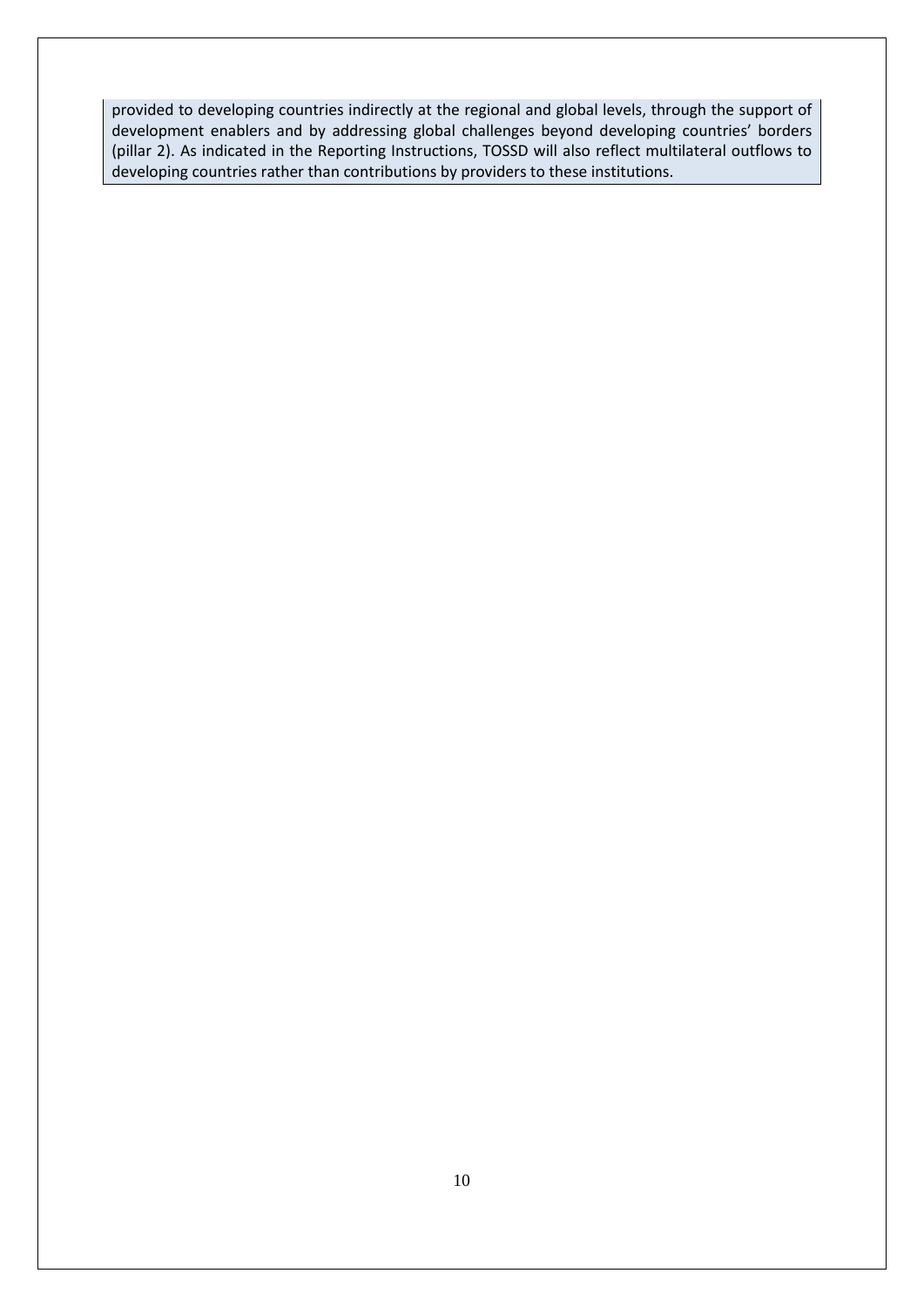provided to developing countries indirectly at the regional and global levels, through the support of development enablers and by addressing global challenges beyond developing countries' borders (pillar 2). As indicated in the Reporting Instructions, TOSSD will also reflect multilateral outflows to developing countries rather than contributions by providers to these institutions.